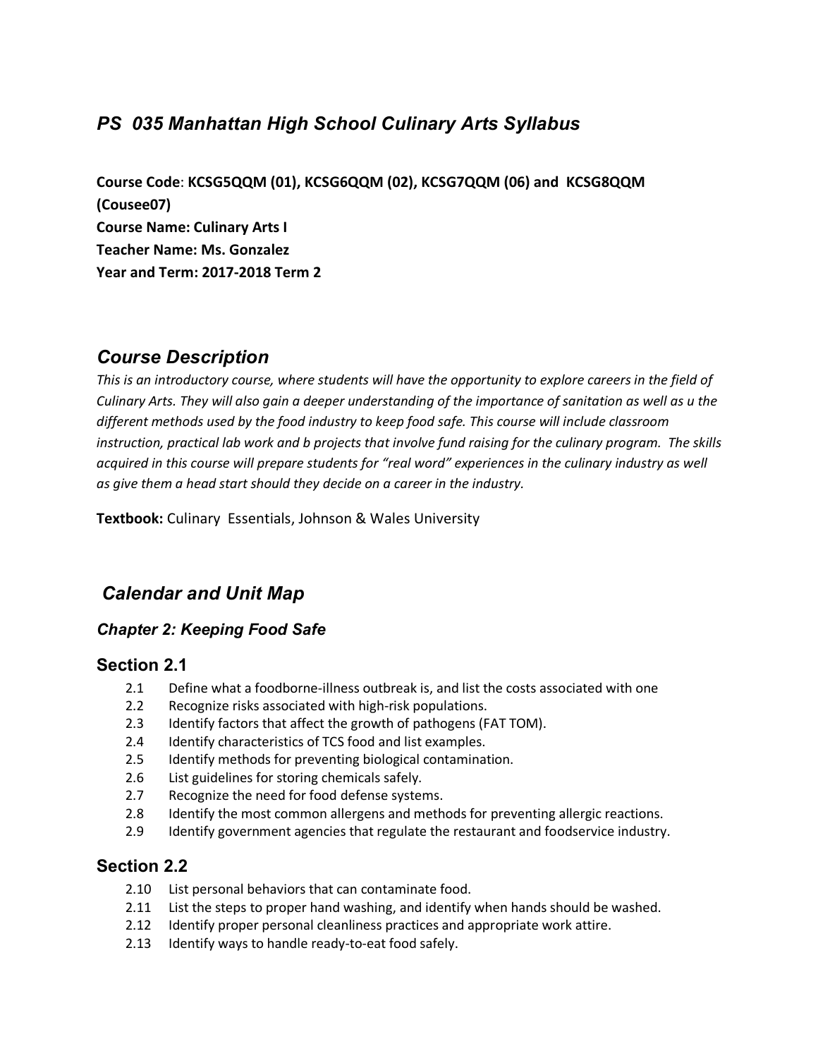# *PS 035 Manhattan High School Culinary Arts Syllabus*

**Course Code**: **KCSG5QQM (01), KCSG6QQM (02), KCSG7QQM (06) and KCSG8QQM (Cousee07)**
**Course Name: Culinary Arts I**
**Teacher Name: Ms. Gonzalez**
**Year and Term: 2017-2018 Term 2**

## *Course Description*

*This is an introductory course, where students will have the opportunity to explore careers in the field of Culinary Arts. They will also gain a deeper understanding of the importance of sanitation as well as u the different methods used by the food industry to keep food safe. This course will include classroom instruction, practical lab work and b projects that involve fund raising for the culinary program. The skills acquired in this course will prepare students for "real word" experiences in the culinary industry as well as give them a head start should they decide on a career in the industry.*

**Textbook:** Culinary Essentials, Johnson & Wales University

## *Calendar and Unit Map*

### *Chapter 2: Keeping Food Safe*

### Section 2.1

- 2.1 Define what a foodborne-illness outbreak is, and list the costs associated with one
- 2.2 Recognize risks associated with high-risk populations.
- 2.3 Identify factors that affect the growth of pathogens (FAT TOM).
- 2.4 Identify characteristics of TCS food and list examples.
- 2.5 Identify methods for preventing biological contamination.
- 2.6 List guidelines for storing chemicals safely.
- 2.7 Recognize the need for food defense systems.
- 2.8 Identify the most common allergens and methods for preventing allergic reactions.
- 2.9 Identify government agencies that regulate the restaurant and foodservice industry.

### Section 2.2

- 2.10 List personal behaviors that can contaminate food.
- 2.11 List the steps to proper hand washing, and identify when hands should be washed.
- 2.12 Identify proper personal cleanliness practices and appropriate work attire.
- 2.13 Identify ways to handle ready-to-eat food safely.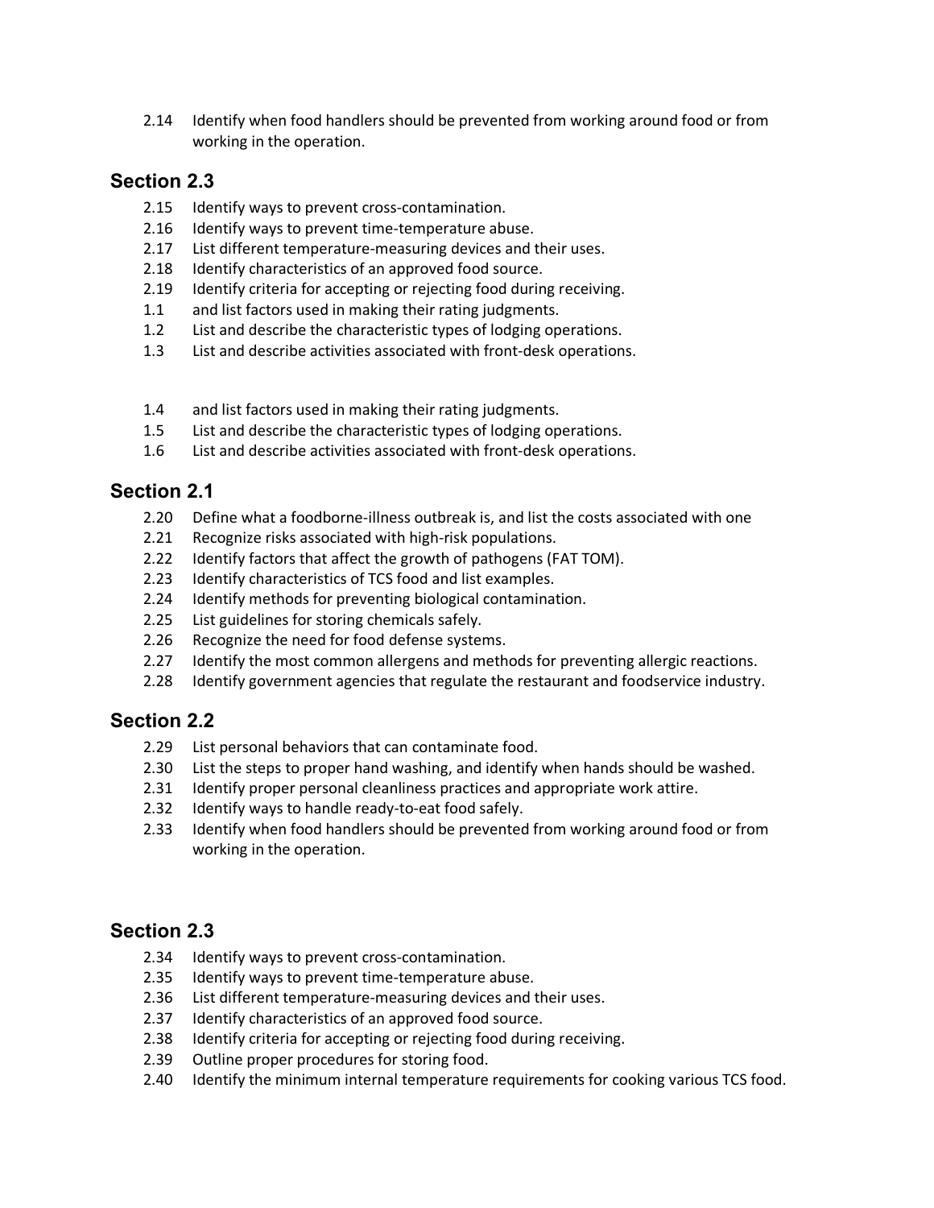2.14 Identify when food handlers should be prevented from working around food or from working in the operation.

## Section 2.3

2.15 Identify ways to prevent cross-contamination.
2.16 Identify ways to prevent time-temperature abuse.
2.17 List different temperature-measuring devices and their uses.
2.18 Identify characteristics of an approved food source.
2.19 Identify criteria for accepting or rejecting food during receiving.
1.1 and list factors used in making their rating judgments.
1.2 List and describe the characteristic types of lodging operations.
1.3 List and describe activities associated with front-desk operations.

1.4 and list factors used in making their rating judgments.
1.5 List and describe the characteristic types of lodging operations.
1.6 List and describe activities associated with front-desk operations.

## Section 2.1

2.20 Define what a foodborne-illness outbreak is, and list the costs associated with one
2.21 Recognize risks associated with high-risk populations.
2.22 Identify factors that affect the growth of pathogens (FAT TOM).
2.23 Identify characteristics of TCS food and list examples.
2.24 Identify methods for preventing biological contamination.
2.25 List guidelines for storing chemicals safely.
2.26 Recognize the need for food defense systems.
2.27 Identify the most common allergens and methods for preventing allergic reactions.
2.28 Identify government agencies that regulate the restaurant and foodservice industry.

## Section 2.2

2.29 List personal behaviors that can contaminate food.
2.30 List the steps to proper hand washing, and identify when hands should be washed.
2.31 Identify proper personal cleanliness practices and appropriate work attire.
2.32 Identify ways to handle ready-to-eat food safely.
2.33 Identify when food handlers should be prevented from working around food or from working in the operation.

## Section 2.3

2.34 Identify ways to prevent cross-contamination.
2.35 Identify ways to prevent time-temperature abuse.
2.36 List different temperature-measuring devices and their uses.
2.37 Identify characteristics of an approved food source.
2.38 Identify criteria for accepting or rejecting food during receiving.
2.39 Outline proper procedures for storing food.
2.40 Identify the minimum internal temperature requirements for cooking various TCS food.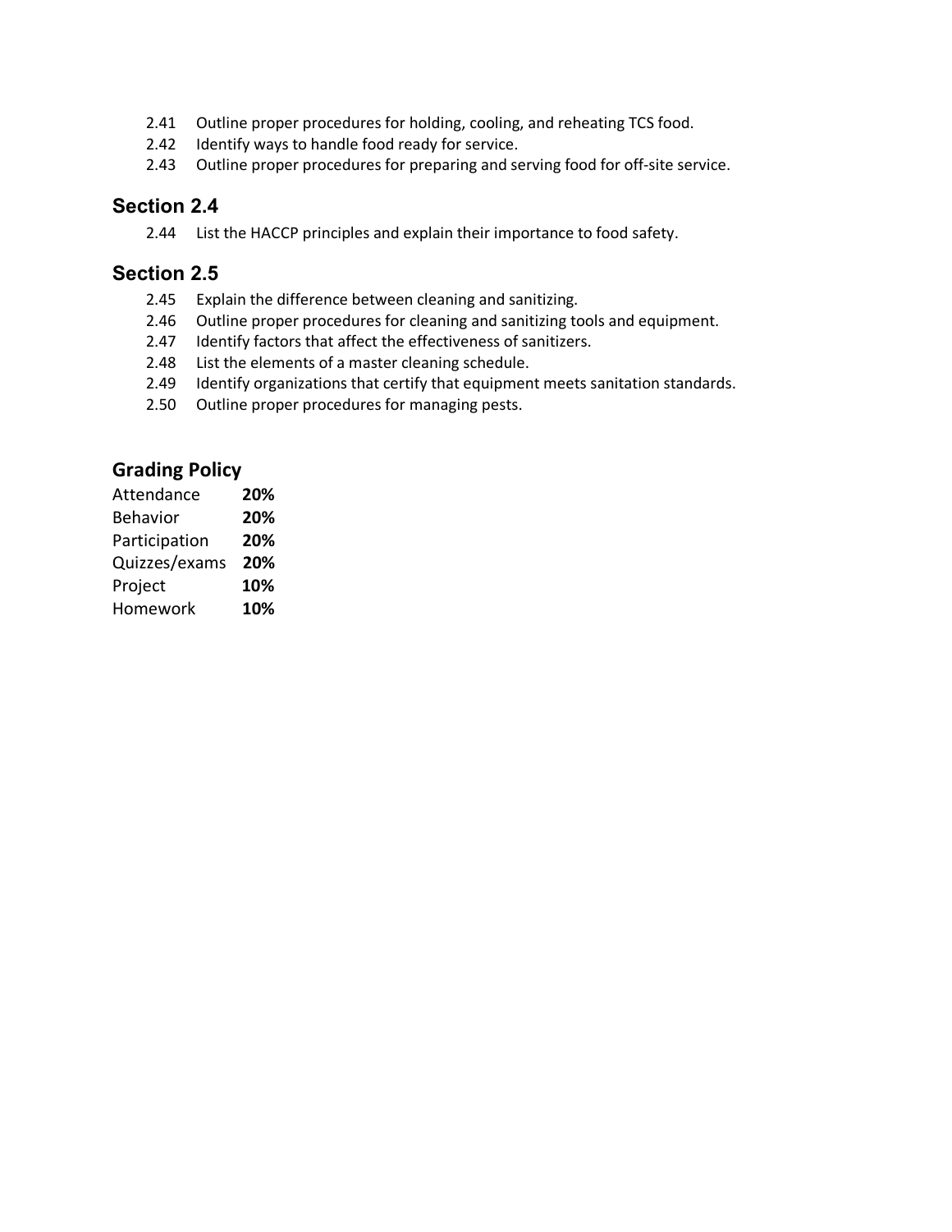2.41 Outline proper procedures for holding, cooling, and reheating TCS food.
2.42 Identify ways to handle food ready for service.
2.43 Outline proper procedures for preparing and serving food for off-site service.

## Section 2.4

2.44 List the HACCP principles and explain their importance to food safety.

## Section 2.5

2.45 Explain the difference between cleaning and sanitizing.
2.46 Outline proper procedures for cleaning and sanitizing tools and equipment.
2.47 Identify factors that affect the effectiveness of sanitizers.
2.48 List the elements of a master cleaning schedule.
2.49 Identify organizations that certify that equipment meets sanitation standards.
2.50 Outline proper procedures for managing pests.

## Grading Policy

| | |
|---|---|
| Attendance | **20%** |
| Behavior | **20%** |
| Participation | **20%** |
| Quizzes/exams | **20%** |
| Project | **10%** |
| Homework | **10%** |